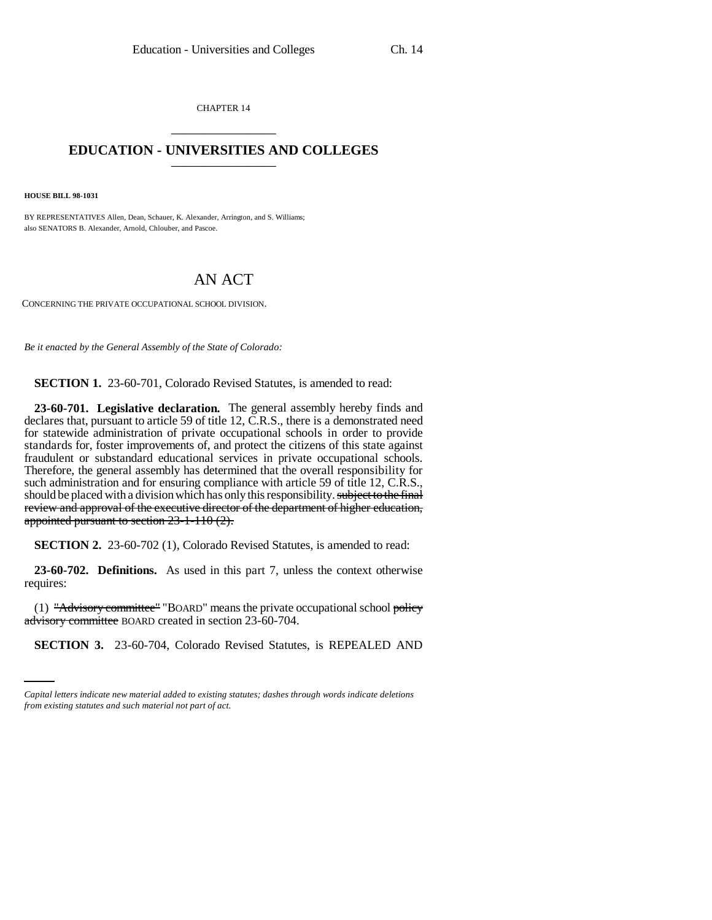CHAPTER 14

# EDUCATION - UNIVERSITIES AND COLLEGES

**HOUSE BILL 98-1031**

BY REPRESENTATIVES Allen, Dean, Schauer, K. Alexander, Arrington, and S. Williams;
also SENATORS B. Alexander, Arnold, Chlouber, and Pascoe.

# AN ACT

CONCERNING THE PRIVATE OCCUPATIONAL SCHOOL DIVISION.

*Be it enacted by the General Assembly of the State of Colorado:*

**SECTION 1.** 23-60-701, Colorado Revised Statutes, is amended to read:

**23-60-701. Legislative declaration.** The general assembly hereby finds and declares that, pursuant to article 59 of title 12, C.R.S., there is a demonstrated need for statewide administration of private occupational schools in order to provide standards for, foster improvements of, and protect the citizens of this state against fraudulent or substandard educational services in private occupational schools. Therefore, the general assembly has determined that the overall responsibility for such administration and for ensuring compliance with article 59 of title 12, C.R.S., should be placed with a division which has only this responsibility. ~~subject to the final review and approval of the executive director of the department of higher education, appointed pursuant to section 23-1-110 (2).~~

**SECTION 2.** 23-60-702 (1), Colorado Revised Statutes, is amended to read:

**23-60-702. Definitions.** As used in this part 7, unless the context otherwise requires:

(1) ~~"Advisory committee"~~ "BOARD" means the private occupational school ~~policy advisory committee~~ BOARD created in section 23-60-704.

**SECTION 3.** 23-60-704, Colorado Revised Statutes, is REPEALED AND

*Capital letters indicate new material added to existing statutes; dashes through words indicate deletions from existing statutes and such material not part of act.*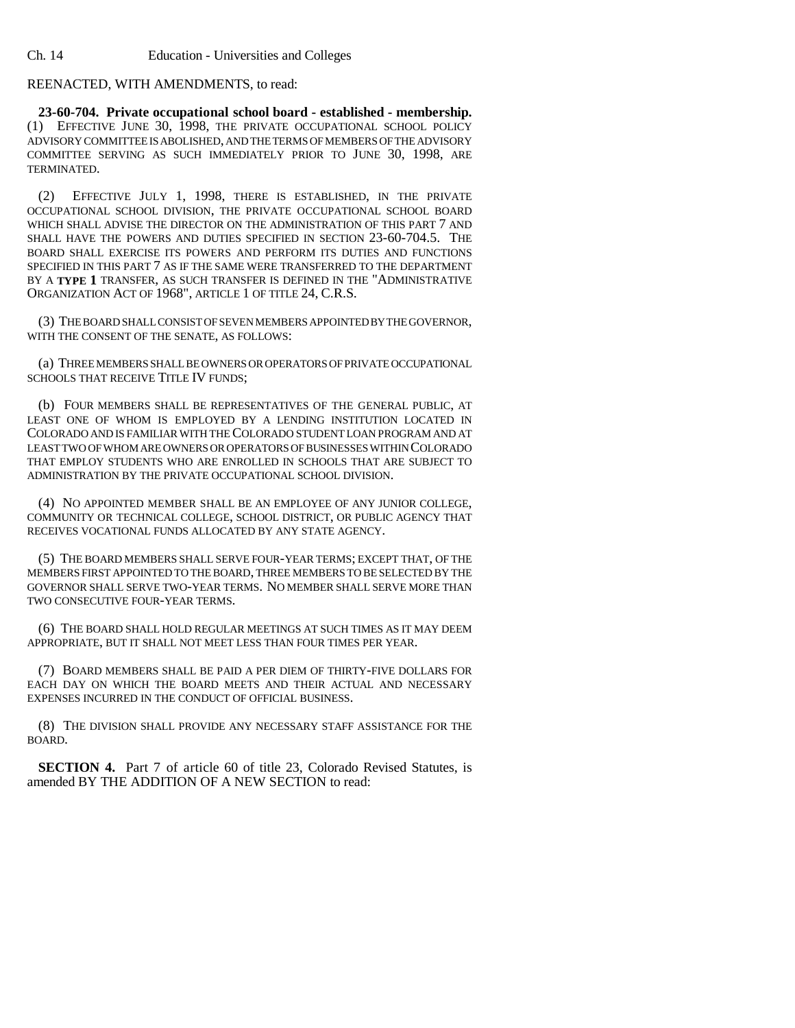REENACTED, WITH AMENDMENTS, to read:

**23-60-704. Private occupational school board - established - membership.** (1) EFFECTIVE JUNE 30, 1998, THE PRIVATE OCCUPATIONAL SCHOOL POLICY ADVISORY COMMITTEE IS ABOLISHED, AND THE TERMS OF MEMBERS OF THE ADVISORY COMMITTEE SERVING AS SUCH IMMEDIATELY PRIOR TO JUNE 30, 1998, ARE TERMINATED.

(2) EFFECTIVE JULY 1, 1998, THERE IS ESTABLISHED, IN THE PRIVATE OCCUPATIONAL SCHOOL DIVISION, THE PRIVATE OCCUPATIONAL SCHOOL BOARD WHICH SHALL ADVISE THE DIRECTOR ON THE ADMINISTRATION OF THIS PART 7 AND SHALL HAVE THE POWERS AND DUTIES SPECIFIED IN SECTION 23-60-704.5. THE BOARD SHALL EXERCISE ITS POWERS AND PERFORM ITS DUTIES AND FUNCTIONS SPECIFIED IN THIS PART 7 AS IF THE SAME WERE TRANSFERRED TO THE DEPARTMENT BY A **TYPE 1** TRANSFER, AS SUCH TRANSFER IS DEFINED IN THE "ADMINISTRATIVE ORGANIZATION ACT OF 1968", ARTICLE 1 OF TITLE 24, C.R.S.

(3) THE BOARD SHALL CONSIST OF SEVEN MEMBERS APPOINTED BY THE GOVERNOR, WITH THE CONSENT OF THE SENATE, AS FOLLOWS:

(a) THREE MEMBERS SHALL BE OWNERS OR OPERATORS OF PRIVATE OCCUPATIONAL SCHOOLS THAT RECEIVE TITLE IV FUNDS;

(b) FOUR MEMBERS SHALL BE REPRESENTATIVES OF THE GENERAL PUBLIC, AT LEAST ONE OF WHOM IS EMPLOYED BY A LENDING INSTITUTION LOCATED IN COLORADO AND IS FAMILIAR WITH THE COLORADO STUDENT LOAN PROGRAM AND AT LEAST TWO OF WHOM ARE OWNERS OR OPERATORS OF BUSINESSES WITHIN COLORADO THAT EMPLOY STUDENTS WHO ARE ENROLLED IN SCHOOLS THAT ARE SUBJECT TO ADMINISTRATION BY THE PRIVATE OCCUPATIONAL SCHOOL DIVISION.

(4) NO APPOINTED MEMBER SHALL BE AN EMPLOYEE OF ANY JUNIOR COLLEGE, COMMUNITY OR TECHNICAL COLLEGE, SCHOOL DISTRICT, OR PUBLIC AGENCY THAT RECEIVES VOCATIONAL FUNDS ALLOCATED BY ANY STATE AGENCY.

(5) THE BOARD MEMBERS SHALL SERVE FOUR-YEAR TERMS; EXCEPT THAT, OF THE MEMBERS FIRST APPOINTED TO THE BOARD, THREE MEMBERS TO BE SELECTED BY THE GOVERNOR SHALL SERVE TWO-YEAR TERMS. NO MEMBER SHALL SERVE MORE THAN TWO CONSECUTIVE FOUR-YEAR TERMS.

(6) THE BOARD SHALL HOLD REGULAR MEETINGS AT SUCH TIMES AS IT MAY DEEM APPROPRIATE, BUT IT SHALL NOT MEET LESS THAN FOUR TIMES PER YEAR.

(7) BOARD MEMBERS SHALL BE PAID A PER DIEM OF THIRTY-FIVE DOLLARS FOR EACH DAY ON WHICH THE BOARD MEETS AND THEIR ACTUAL AND NECESSARY EXPENSES INCURRED IN THE CONDUCT OF OFFICIAL BUSINESS.

(8) THE DIVISION SHALL PROVIDE ANY NECESSARY STAFF ASSISTANCE FOR THE BOARD.

**SECTION 4.** Part 7 of article 60 of title 23, Colorado Revised Statutes, is amended BY THE ADDITION OF A NEW SECTION to read: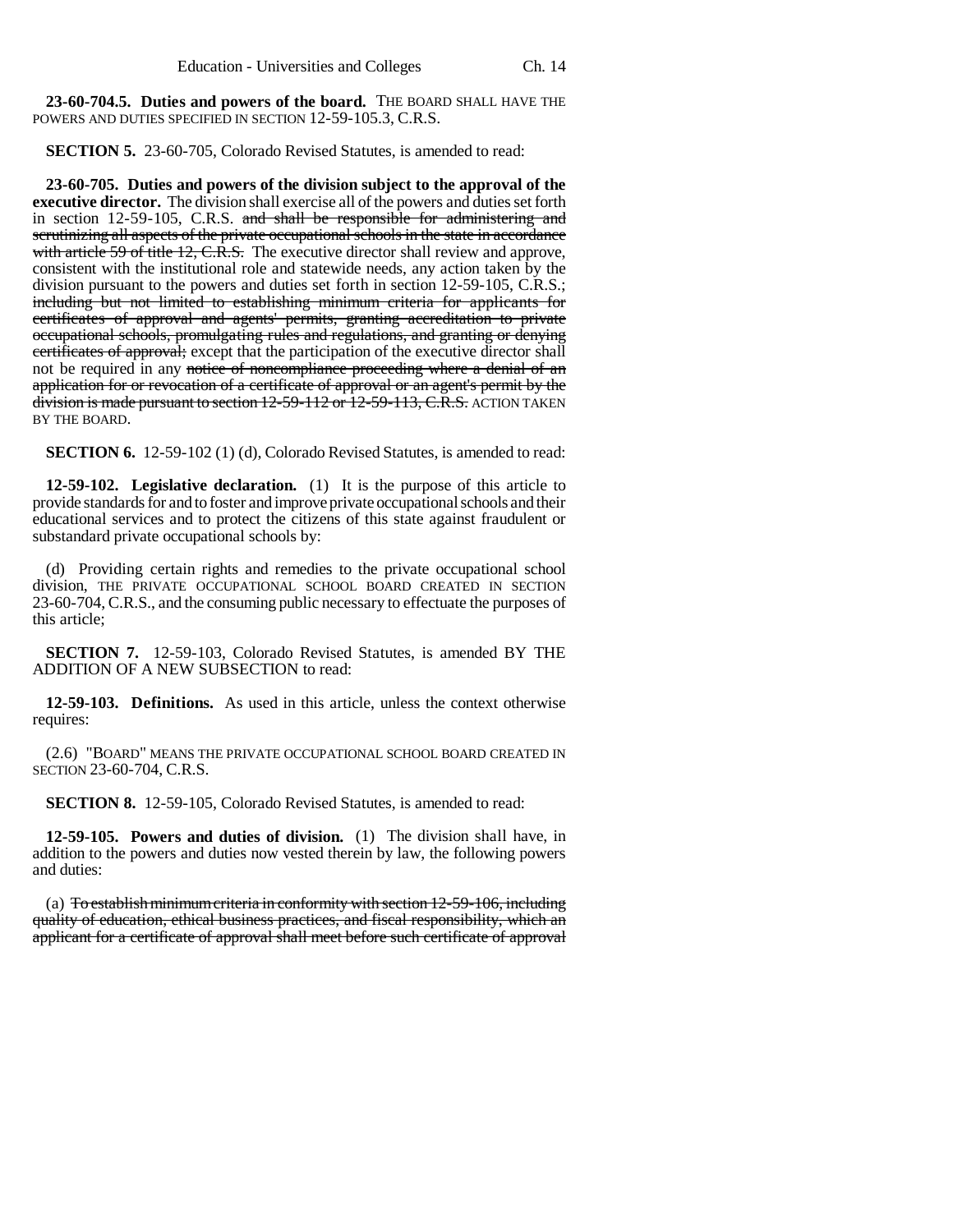**23-60-704.5. Duties and powers of the board.** THE BOARD SHALL HAVE THE POWERS AND DUTIES SPECIFIED IN SECTION 12-59-105.3, C.R.S.

**SECTION 5.** 23-60-705, Colorado Revised Statutes, is amended to read:

**23-60-705. Duties and powers of the division subject to the approval of the executive director.** The division shall exercise all of the powers and duties set forth in section 12-59-105, C.R.S. ~~and shall be responsible for administering and scrutinizing all aspects of the private occupational schools in the state in accordance with article 59 of title 12, C.R.S.~~ The executive director shall review and approve, consistent with the institutional role and statewide needs, any action taken by the division pursuant to the powers and duties set forth in section 12-59-105, C.R.S.; ~~including but not limited to establishing minimum criteria for applicants for certificates of approval and agents' permits, granting accreditation to private occupational schools, promulgating rules and regulations, and granting or denying certificates of approval;~~ except that the participation of the executive director shall not be required in any ~~notice of noncompliance proceeding where a denial of an application for or revocation of a certificate of approval or an agent's permit by the division is made pursuant to section 12-59-112 or 12-59-113, C.R.S.~~ ACTION TAKEN BY THE BOARD.

**SECTION 6.** 12-59-102 (1) (d), Colorado Revised Statutes, is amended to read:

**12-59-102. Legislative declaration.** (1) It is the purpose of this article to provide standards for and to foster and improve private occupational schools and their educational services and to protect the citizens of this state against fraudulent or substandard private occupational schools by:

(d) Providing certain rights and remedies to the private occupational school division, THE PRIVATE OCCUPATIONAL SCHOOL BOARD CREATED IN SECTION 23-60-704, C.R.S., and the consuming public necessary to effectuate the purposes of this article;

**SECTION 7.** 12-59-103, Colorado Revised Statutes, is amended BY THE ADDITION OF A NEW SUBSECTION to read:

**12-59-103. Definitions.** As used in this article, unless the context otherwise requires:

(2.6) "BOARD" MEANS THE PRIVATE OCCUPATIONAL SCHOOL BOARD CREATED IN SECTION 23-60-704, C.R.S.

**SECTION 8.** 12-59-105, Colorado Revised Statutes, is amended to read:

**12-59-105. Powers and duties of division.** (1) The division shall have, in addition to the powers and duties now vested therein by law, the following powers and duties:

(a) ~~To establish minimum criteria in conformity with section 12-59-106, including quality of education, ethical business practices, and fiscal responsibility, which an applicant for a certificate of approval shall meet before such certificate of approval~~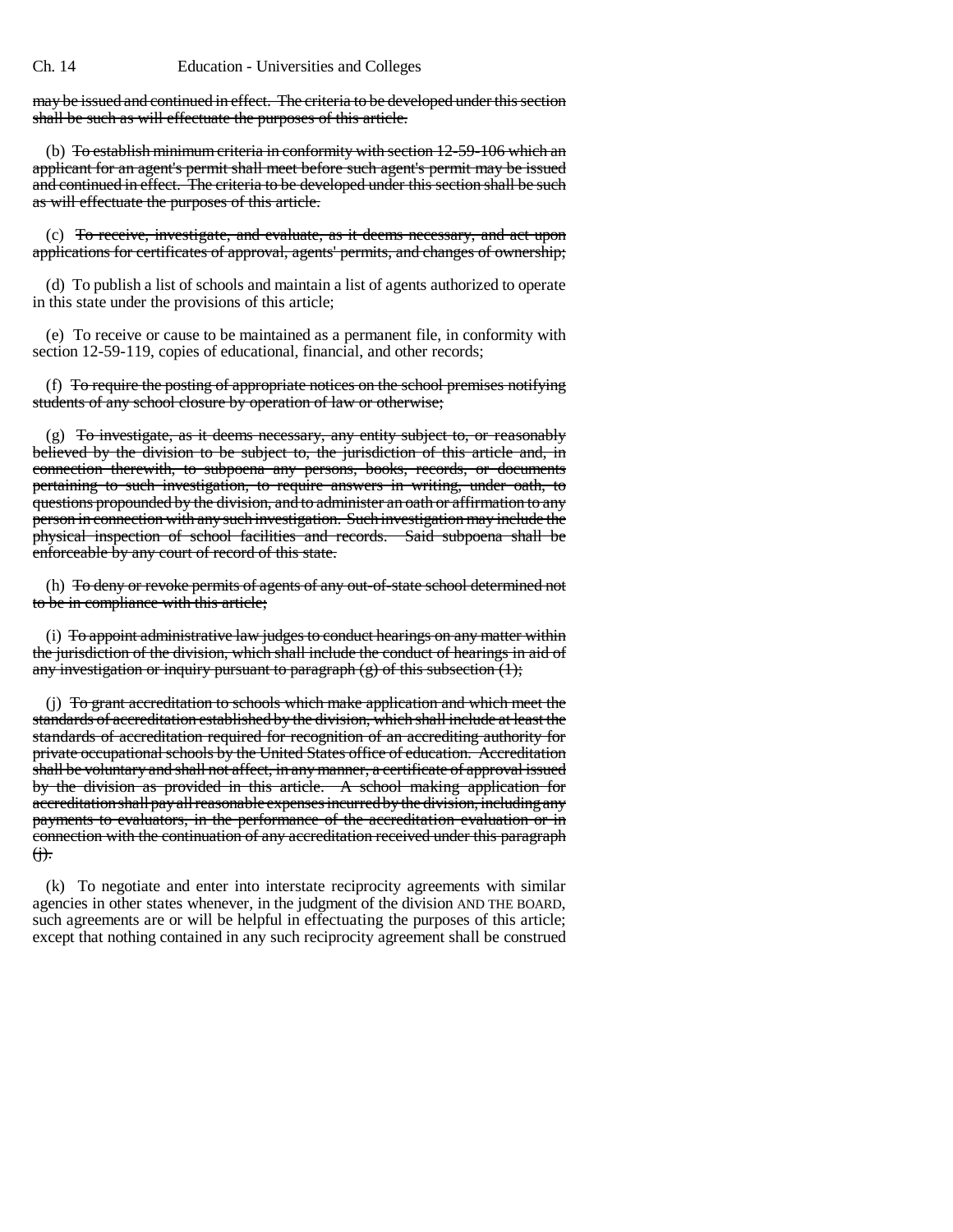may be issued and continued in effect. The criteria to be developed under this section shall be such as will effectuate the purposes of this article.

(b) To establish minimum criteria in conformity with section 12-59-106 which an applicant for an agent's permit shall meet before such agent's permit may be issued and continued in effect. The criteria to be developed under this section shall be such as will effectuate the purposes of this article.

(c) To receive, investigate, and evaluate, as it deems necessary, and act upon applications for certificates of approval, agents' permits, and changes of ownership;

(d) To publish a list of schools and maintain a list of agents authorized to operate in this state under the provisions of this article;

(e) To receive or cause to be maintained as a permanent file, in conformity with section 12-59-119, copies of educational, financial, and other records;

(f) To require the posting of appropriate notices on the school premises notifying students of any school closure by operation of law or otherwise;

(g) To investigate, as it deems necessary, any entity subject to, or reasonably believed by the division to be subject to, the jurisdiction of this article and, in connection therewith, to subpoena any persons, books, records, or documents pertaining to such investigation, to require answers in writing, under oath, to questions propounded by the division, and to administer an oath or affirmation to any person in connection with any such investigation. Such investigation may include the physical inspection of school facilities and records. Said subpoena shall be enforceable by any court of record of this state.

(h) To deny or revoke permits of agents of any out-of-state school determined not to be in compliance with this article;

(i) To appoint administrative law judges to conduct hearings on any matter within the jurisdiction of the division, which shall include the conduct of hearings in aid of any investigation or inquiry pursuant to paragraph (g) of this subsection (1);

(j) To grant accreditation to schools which make application and which meet the standards of accreditation established by the division, which shall include at least the standards of accreditation required for recognition of an accrediting authority for private occupational schools by the United States office of education. Accreditation shall be voluntary and shall not affect, in any manner, a certificate of approval issued by the division as provided in this article. A school making application for accreditation shall pay all reasonable expenses incurred by the division, including any payments to evaluators, in the performance of the accreditation evaluation or in connection with the continuation of any accreditation received under this paragraph (j).

(k) To negotiate and enter into interstate reciprocity agreements with similar agencies in other states whenever, in the judgment of the division AND THE BOARD, such agreements are or will be helpful in effectuating the purposes of this article; except that nothing contained in any such reciprocity agreement shall be construed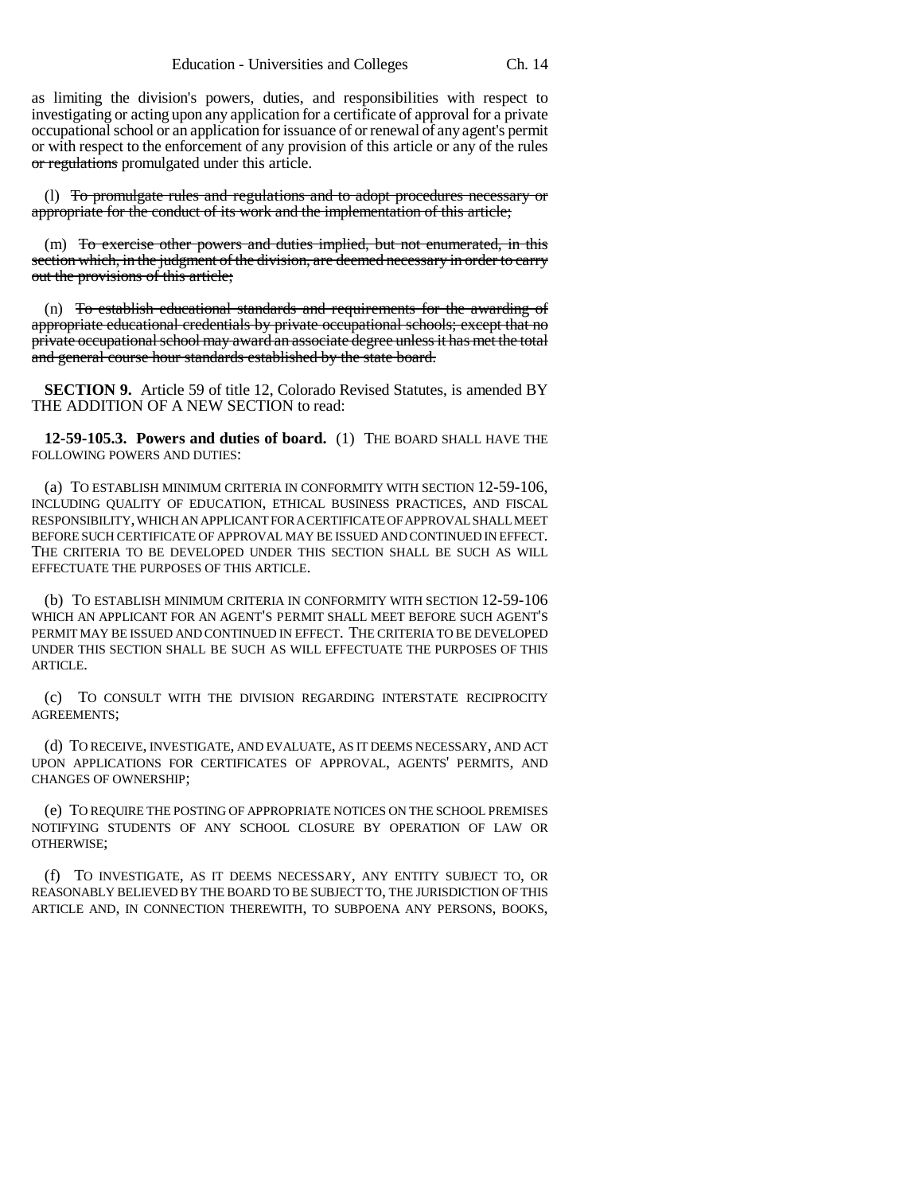as limiting the division's powers, duties, and responsibilities with respect to investigating or acting upon any application for a certificate of approval for a private occupational school or an application for issuance of or renewal of any agent's permit or with respect to the enforcement of any provision of this article or any of the rules ~~or regulations~~ promulgated under this article.

(l) ~~To promulgate rules and regulations and to adopt procedures necessary or appropriate for the conduct of its work and the implementation of this article;~~

(m) ~~To exercise other powers and duties implied, but not enumerated, in this section which, in the judgment of the division, are deemed necessary in order to carry out the provisions of this article;~~

(n) ~~To establish educational standards and requirements for the awarding of appropriate educational credentials by private occupational schools; except that no private occupational school may award an associate degree unless it has met the total and general course hour standards established by the state board.~~

**SECTION 9.** Article 59 of title 12, Colorado Revised Statutes, is amended BY THE ADDITION OF A NEW SECTION to read:

**12-59-105.3. Powers and duties of board.** (1) THE BOARD SHALL HAVE THE FOLLOWING POWERS AND DUTIES:

(a) TO ESTABLISH MINIMUM CRITERIA IN CONFORMITY WITH SECTION 12-59-106, INCLUDING QUALITY OF EDUCATION, ETHICAL BUSINESS PRACTICES, AND FISCAL RESPONSIBILITY, WHICH AN APPLICANT FOR A CERTIFICATE OF APPROVAL SHALL MEET BEFORE SUCH CERTIFICATE OF APPROVAL MAY BE ISSUED AND CONTINUED IN EFFECT. THE CRITERIA TO BE DEVELOPED UNDER THIS SECTION SHALL BE SUCH AS WILL EFFECTUATE THE PURPOSES OF THIS ARTICLE.

(b) TO ESTABLISH MINIMUM CRITERIA IN CONFORMITY WITH SECTION 12-59-106 WHICH AN APPLICANT FOR AN AGENT'S PERMIT SHALL MEET BEFORE SUCH AGENT'S PERMIT MAY BE ISSUED AND CONTINUED IN EFFECT. THE CRITERIA TO BE DEVELOPED UNDER THIS SECTION SHALL BE SUCH AS WILL EFFECTUATE THE PURPOSES OF THIS ARTICLE.

(c) TO CONSULT WITH THE DIVISION REGARDING INTERSTATE RECIPROCITY AGREEMENTS;

(d) TO RECEIVE, INVESTIGATE, AND EVALUATE, AS IT DEEMS NECESSARY, AND ACT UPON APPLICATIONS FOR CERTIFICATES OF APPROVAL, AGENTS' PERMITS, AND CHANGES OF OWNERSHIP;

(e) TO REQUIRE THE POSTING OF APPROPRIATE NOTICES ON THE SCHOOL PREMISES NOTIFYING STUDENTS OF ANY SCHOOL CLOSURE BY OPERATION OF LAW OR OTHERWISE;

(f) TO INVESTIGATE, AS IT DEEMS NECESSARY, ANY ENTITY SUBJECT TO, OR REASONABLY BELIEVED BY THE BOARD TO BE SUBJECT TO, THE JURISDICTION OF THIS ARTICLE AND, IN CONNECTION THEREWITH, TO SUBPOENA ANY PERSONS, BOOKS,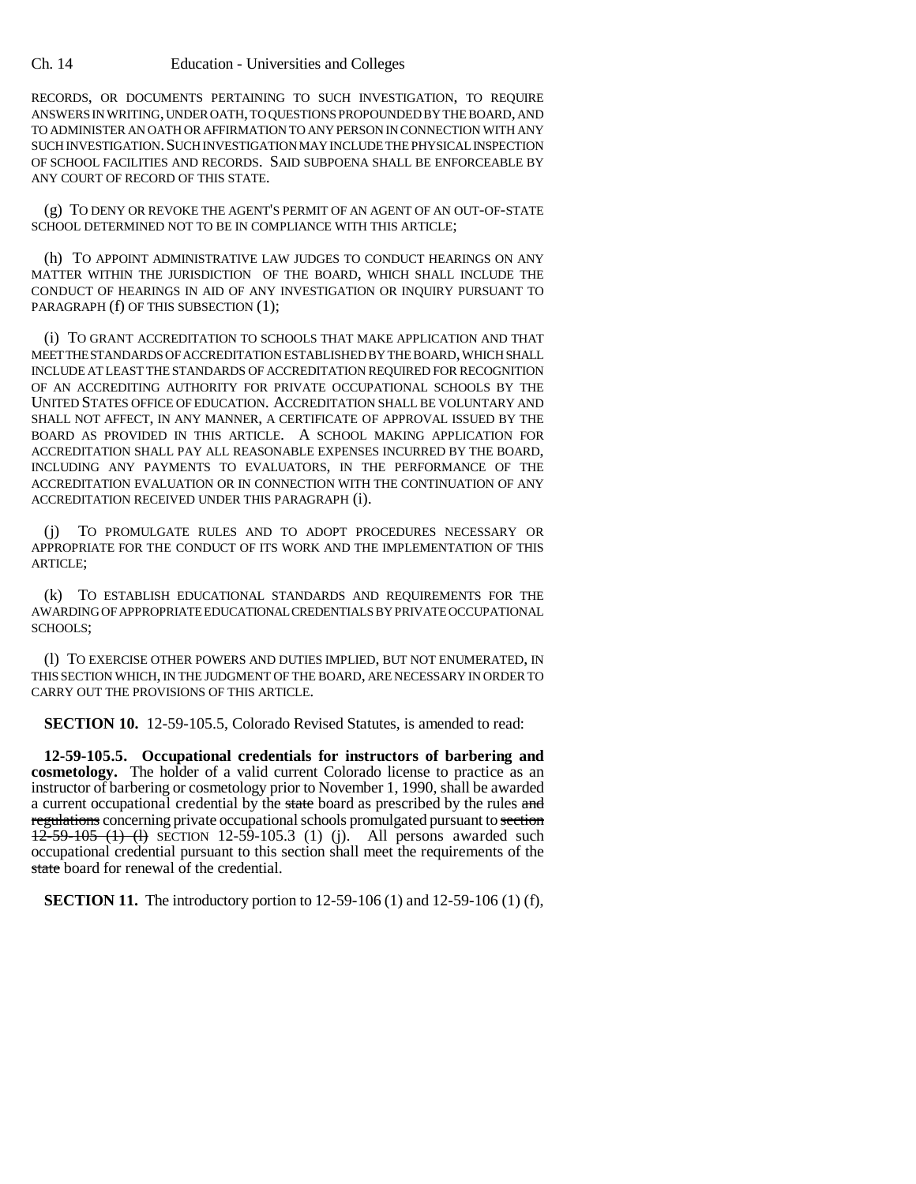RECORDS, OR DOCUMENTS PERTAINING TO SUCH INVESTIGATION, TO REQUIRE ANSWERS IN WRITING, UNDER OATH, TO QUESTIONS PROPOUNDED BY THE BOARD, AND TO ADMINISTER AN OATH OR AFFIRMATION TO ANY PERSON IN CONNECTION WITH ANY SUCH INVESTIGATION. SUCH INVESTIGATION MAY INCLUDE THE PHYSICAL INSPECTION OF SCHOOL FACILITIES AND RECORDS. SAID SUBPOENA SHALL BE ENFORCEABLE BY ANY COURT OF RECORD OF THIS STATE.

(g) TO DENY OR REVOKE THE AGENT'S PERMIT OF AN AGENT OF AN OUT-OF-STATE SCHOOL DETERMINED NOT TO BE IN COMPLIANCE WITH THIS ARTICLE;

(h) TO APPOINT ADMINISTRATIVE LAW JUDGES TO CONDUCT HEARINGS ON ANY MATTER WITHIN THE JURISDICTION OF THE BOARD, WHICH SHALL INCLUDE THE CONDUCT OF HEARINGS IN AID OF ANY INVESTIGATION OR INQUIRY PURSUANT TO PARAGRAPH (f) OF THIS SUBSECTION (1);

(i) TO GRANT ACCREDITATION TO SCHOOLS THAT MAKE APPLICATION AND THAT MEET THE STANDARDS OF ACCREDITATION ESTABLISHED BY THE BOARD, WHICH SHALL INCLUDE AT LEAST THE STANDARDS OF ACCREDITATION REQUIRED FOR RECOGNITION OF AN ACCREDITING AUTHORITY FOR PRIVATE OCCUPATIONAL SCHOOLS BY THE UNITED STATES OFFICE OF EDUCATION. ACCREDITATION SHALL BE VOLUNTARY AND SHALL NOT AFFECT, IN ANY MANNER, A CERTIFICATE OF APPROVAL ISSUED BY THE BOARD AS PROVIDED IN THIS ARTICLE. A SCHOOL MAKING APPLICATION FOR ACCREDITATION SHALL PAY ALL REASONABLE EXPENSES INCURRED BY THE BOARD, INCLUDING ANY PAYMENTS TO EVALUATORS, IN THE PERFORMANCE OF THE ACCREDITATION EVALUATION OR IN CONNECTION WITH THE CONTINUATION OF ANY ACCREDITATION RECEIVED UNDER THIS PARAGRAPH (i).

(j) TO PROMULGATE RULES AND TO ADOPT PROCEDURES NECESSARY OR APPROPRIATE FOR THE CONDUCT OF ITS WORK AND THE IMPLEMENTATION OF THIS ARTICLE;

(k) TO ESTABLISH EDUCATIONAL STANDARDS AND REQUIREMENTS FOR THE AWARDING OF APPROPRIATE EDUCATIONAL CREDENTIALS BY PRIVATE OCCUPATIONAL SCHOOLS;

(l) TO EXERCISE OTHER POWERS AND DUTIES IMPLIED, BUT NOT ENUMERATED, IN THIS SECTION WHICH, IN THE JUDGMENT OF THE BOARD, ARE NECESSARY IN ORDER TO CARRY OUT THE PROVISIONS OF THIS ARTICLE.

**SECTION 10.** 12-59-105.5, Colorado Revised Statutes, is amended to read:

**12-59-105.5. Occupational credentials for instructors of barbering and cosmetology.** The holder of a valid current Colorado license to practice as an instructor of barbering or cosmetology prior to November 1, 1990, shall be awarded a current occupational credential by the ~~state~~ board as prescribed by the rules ~~and regulations~~ concerning private occupational schools promulgated pursuant to ~~section 12-59-105 (1) (l)~~ SECTION 12-59-105.3 (1) (j). All persons awarded such occupational credential pursuant to this section shall meet the requirements of the ~~state~~ board for renewal of the credential.

**SECTION 11.** The introductory portion to 12-59-106 (1) and 12-59-106 (1) (f),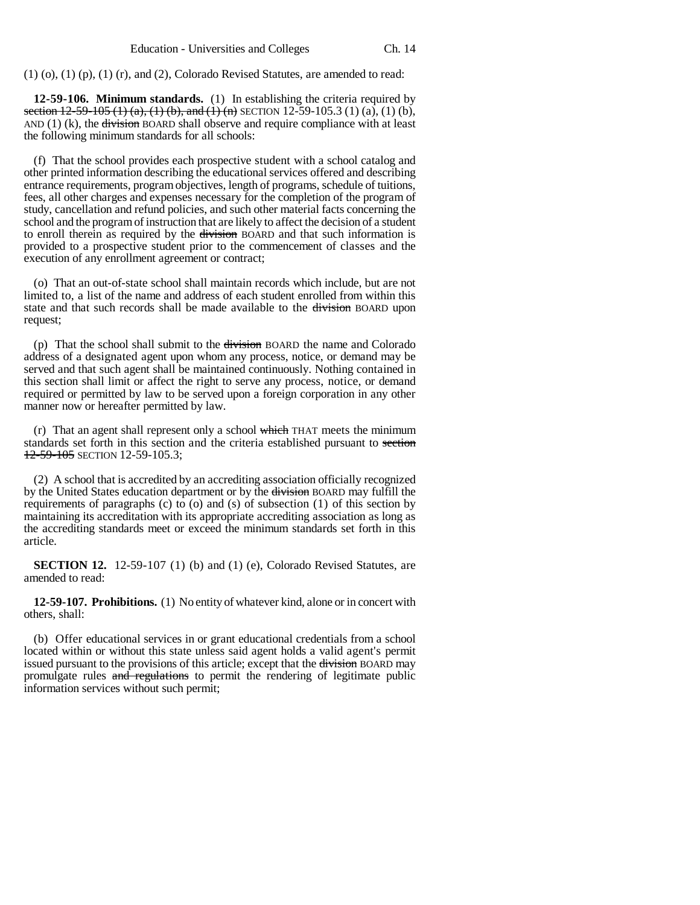(1) (o), (1) (p), (1) (r), and (2), Colorado Revised Statutes, are amended to read:

**12-59-106. Minimum standards.** (1) In establishing the criteria required by ~~section 12-59-105 (1) (a), (1) (b), and (1) (n)~~ SECTION 12-59-105.3 (1) (a), (1) (b), AND (1) (k), the ~~division~~ BOARD shall observe and require compliance with at least the following minimum standards for all schools:

(f) That the school provides each prospective student with a school catalog and other printed information describing the educational services offered and describing entrance requirements, program objectives, length of programs, schedule of tuitions, fees, all other charges and expenses necessary for the completion of the program of study, cancellation and refund policies, and such other material facts concerning the school and the program of instruction that are likely to affect the decision of a student to enroll therein as required by the ~~division~~ BOARD and that such information is provided to a prospective student prior to the commencement of classes and the execution of any enrollment agreement or contract;

(o) That an out-of-state school shall maintain records which include, but are not limited to, a list of the name and address of each student enrolled from within this state and that such records shall be made available to the ~~division~~ BOARD upon request;

(p) That the school shall submit to the ~~division~~ BOARD the name and Colorado address of a designated agent upon whom any process, notice, or demand may be served and that such agent shall be maintained continuously. Nothing contained in this section shall limit or affect the right to serve any process, notice, or demand required or permitted by law to be served upon a foreign corporation in any other manner now or hereafter permitted by law.

(r) That an agent shall represent only a school ~~which~~ THAT meets the minimum standards set forth in this section and the criteria established pursuant to ~~section 12-59-105~~ SECTION 12-59-105.3;

(2) A school that is accredited by an accrediting association officially recognized by the United States education department or by the ~~division~~ BOARD may fulfill the requirements of paragraphs (c) to (o) and (s) of subsection (1) of this section by maintaining its accreditation with its appropriate accrediting association as long as the accrediting standards meet or exceed the minimum standards set forth in this article.

**SECTION 12.** 12-59-107 (1) (b) and (1) (e), Colorado Revised Statutes, are amended to read:

**12-59-107. Prohibitions.** (1) No entity of whatever kind, alone or in concert with others, shall:

(b) Offer educational services in or grant educational credentials from a school located within or without this state unless said agent holds a valid agent's permit issued pursuant to the provisions of this article; except that the ~~division~~ BOARD may promulgate rules ~~and regulations~~ to permit the rendering of legitimate public information services without such permit;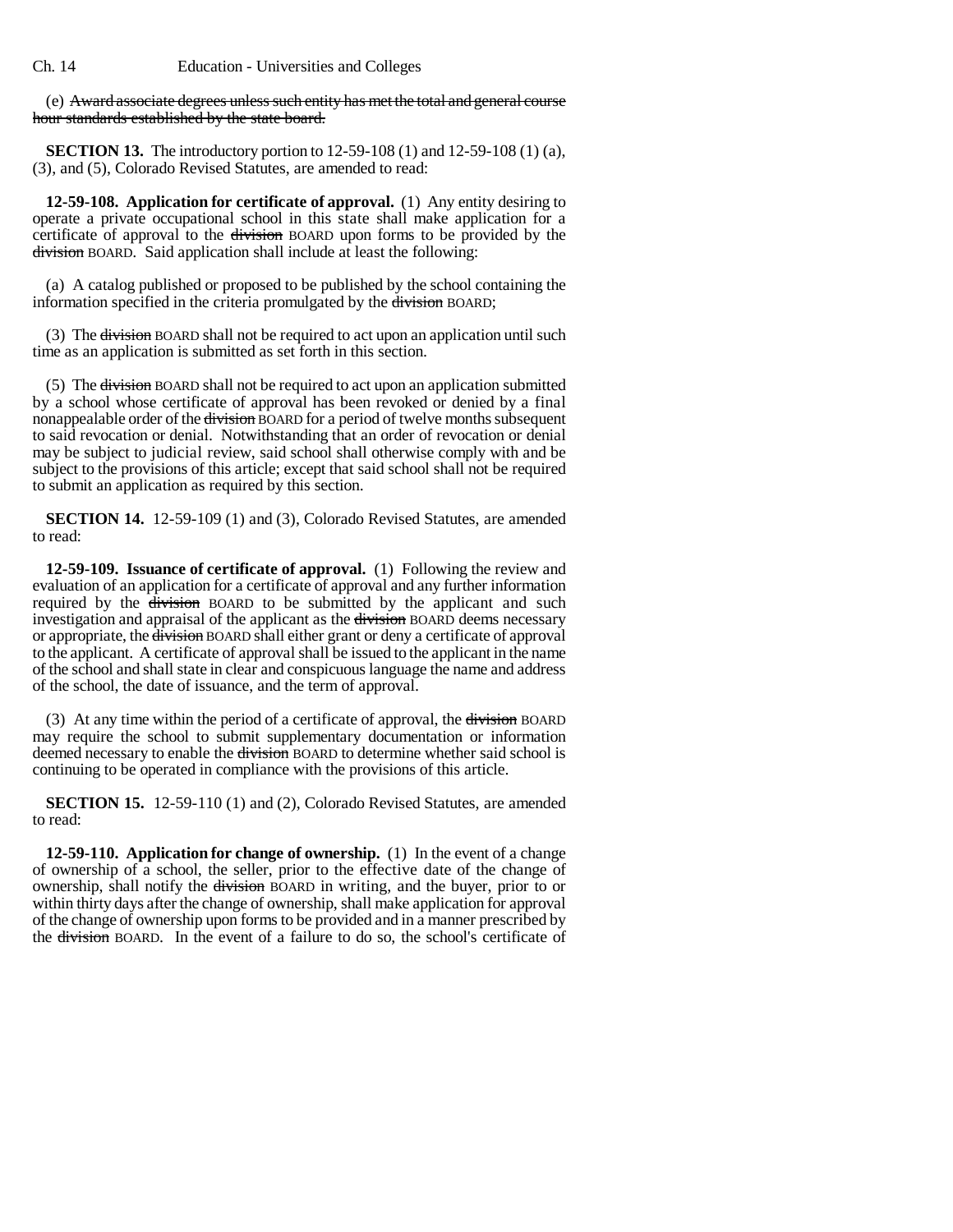(e) ~~Award associate degrees unless such entity has met the total and general course hour standards established by the state board.~~

**SECTION 13.** The introductory portion to 12-59-108 (1) and 12-59-108 (1) (a), (3), and (5), Colorado Revised Statutes, are amended to read:

**12-59-108. Application for certificate of approval.** (1) Any entity desiring to operate a private occupational school in this state shall make application for a certificate of approval to the ~~division~~ BOARD upon forms to be provided by the ~~division~~ BOARD. Said application shall include at least the following:

(a) A catalog published or proposed to be published by the school containing the information specified in the criteria promulgated by the ~~division~~ BOARD;

(3) The ~~division~~ BOARD shall not be required to act upon an application until such time as an application is submitted as set forth in this section.

(5) The ~~division~~ BOARD shall not be required to act upon an application submitted by a school whose certificate of approval has been revoked or denied by a final nonappealable order of the ~~division~~ BOARD for a period of twelve months subsequent to said revocation or denial. Notwithstanding that an order of revocation or denial may be subject to judicial review, said school shall otherwise comply with and be subject to the provisions of this article; except that said school shall not be required to submit an application as required by this section.

**SECTION 14.** 12-59-109 (1) and (3), Colorado Revised Statutes, are amended to read:

**12-59-109. Issuance of certificate of approval.** (1) Following the review and evaluation of an application for a certificate of approval and any further information required by the ~~division~~ BOARD to be submitted by the applicant and such investigation and appraisal of the applicant as the ~~division~~ BOARD deems necessary or appropriate, the ~~division~~ BOARD shall either grant or deny a certificate of approval to the applicant. A certificate of approval shall be issued to the applicant in the name of the school and shall state in clear and conspicuous language the name and address of the school, the date of issuance, and the term of approval.

(3) At any time within the period of a certificate of approval, the ~~division~~ BOARD may require the school to submit supplementary documentation or information deemed necessary to enable the ~~division~~ BOARD to determine whether said school is continuing to be operated in compliance with the provisions of this article.

**SECTION 15.** 12-59-110 (1) and (2), Colorado Revised Statutes, are amended to read:

**12-59-110. Application for change of ownership.** (1) In the event of a change of ownership of a school, the seller, prior to the effective date of the change of ownership, shall notify the ~~division~~ BOARD in writing, and the buyer, prior to or within thirty days after the change of ownership, shall make application for approval of the change of ownership upon forms to be provided and in a manner prescribed by the ~~division~~ BOARD. In the event of a failure to do so, the school's certificate of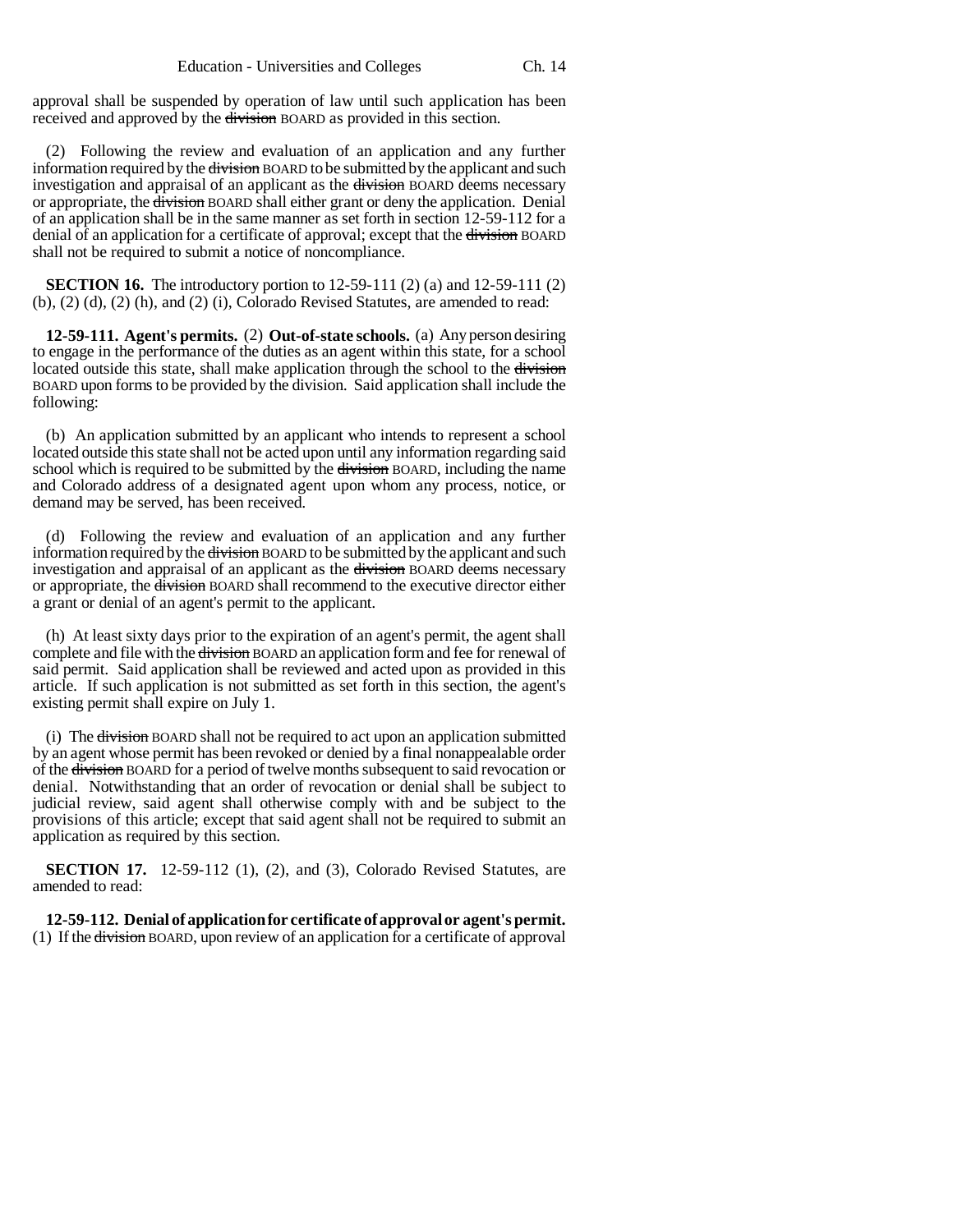approval shall be suspended by operation of law until such application has been received and approved by the ~~division~~ BOARD as provided in this section.

(2) Following the review and evaluation of an application and any further information required by the ~~division~~ BOARD to be submitted by the applicant and such investigation and appraisal of an applicant as the ~~division~~ BOARD deems necessary or appropriate, the ~~division~~ BOARD shall either grant or deny the application. Denial of an application shall be in the same manner as set forth in section 12-59-112 for a denial of an application for a certificate of approval; except that the ~~division~~ BOARD shall not be required to submit a notice of noncompliance.

**SECTION 16.** The introductory portion to 12-59-111 (2) (a) and 12-59-111 (2) (b), (2) (d), (2) (h), and (2) (i), Colorado Revised Statutes, are amended to read:

**12-59-111. Agent's permits.** (2) **Out-of-state schools.** (a) Any person desiring to engage in the performance of the duties as an agent within this state, for a school located outside this state, shall make application through the school to the ~~division~~ BOARD upon forms to be provided by the division. Said application shall include the following:

(b) An application submitted by an applicant who intends to represent a school located outside this state shall not be acted upon until any information regarding said school which is required to be submitted by the ~~division~~ BOARD, including the name and Colorado address of a designated agent upon whom any process, notice, or demand may be served, has been received.

(d) Following the review and evaluation of an application and any further information required by the ~~division~~ BOARD to be submitted by the applicant and such investigation and appraisal of an applicant as the ~~division~~ BOARD deems necessary or appropriate, the ~~division~~ BOARD shall recommend to the executive director either a grant or denial of an agent's permit to the applicant.

(h) At least sixty days prior to the expiration of an agent's permit, the agent shall complete and file with the ~~division~~ BOARD an application form and fee for renewal of said permit. Said application shall be reviewed and acted upon as provided in this article. If such application is not submitted as set forth in this section, the agent's existing permit shall expire on July 1.

(i) The ~~division~~ BOARD shall not be required to act upon an application submitted by an agent whose permit has been revoked or denied by a final nonappealable order of the ~~division~~ BOARD for a period of twelve months subsequent to said revocation or denial. Notwithstanding that an order of revocation or denial shall be subject to judicial review, said agent shall otherwise comply with and be subject to the provisions of this article; except that said agent shall not be required to submit an application as required by this section.

**SECTION 17.** 12-59-112 (1), (2), and (3), Colorado Revised Statutes, are amended to read:

**12-59-112. Denial of application for certificate of approval or agent's permit.** (1) If the ~~division~~ BOARD, upon review of an application for a certificate of approval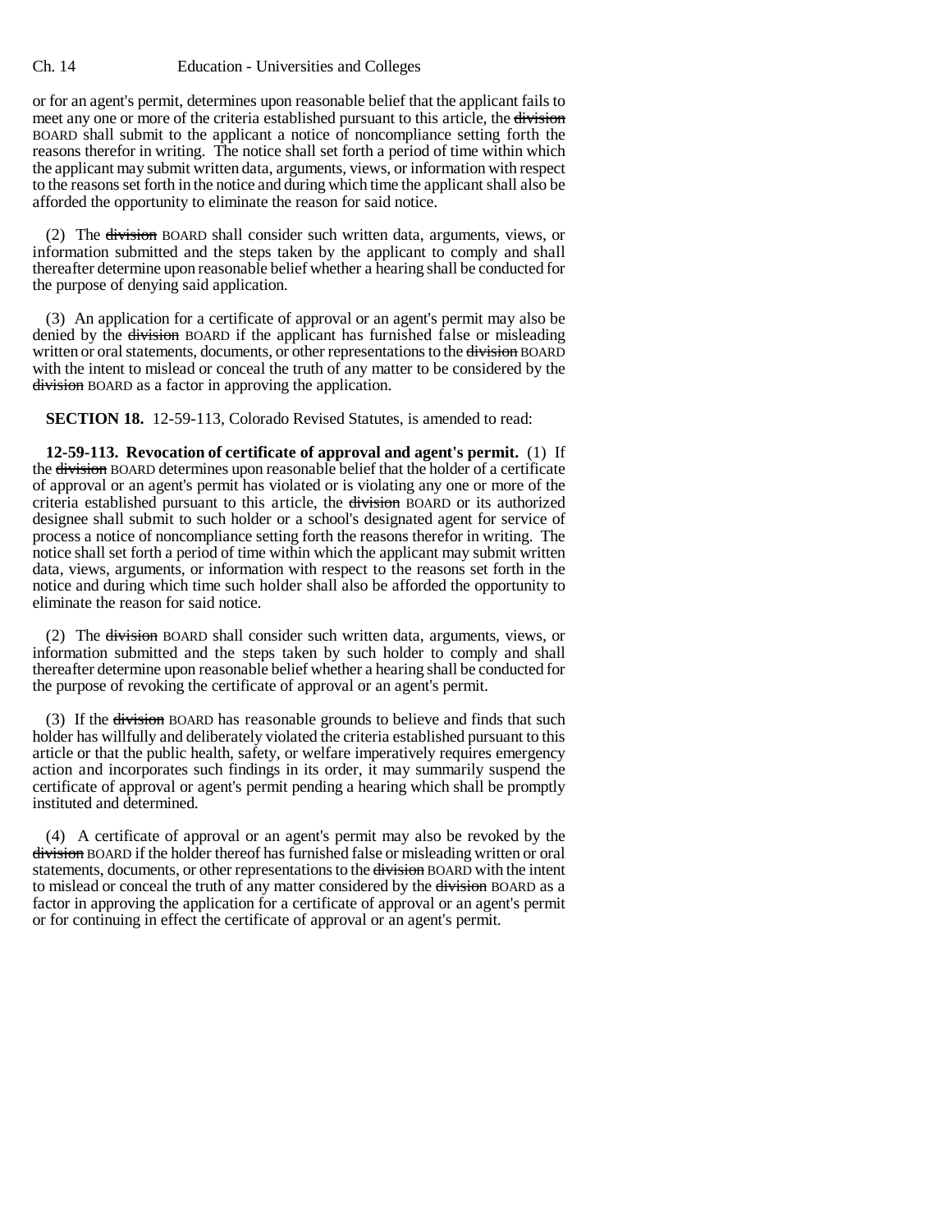or for an agent's permit, determines upon reasonable belief that the applicant fails to meet any one or more of the criteria established pursuant to this article, the ~~division~~ BOARD shall submit to the applicant a notice of noncompliance setting forth the reasons therefor in writing. The notice shall set forth a period of time within which the applicant may submit written data, arguments, views, or information with respect to the reasons set forth in the notice and during which time the applicant shall also be afforded the opportunity to eliminate the reason for said notice.

(2) The ~~division~~ BOARD shall consider such written data, arguments, views, or information submitted and the steps taken by the applicant to comply and shall thereafter determine upon reasonable belief whether a hearing shall be conducted for the purpose of denying said application.

(3) An application for a certificate of approval or an agent's permit may also be denied by the ~~division~~ BOARD if the applicant has furnished false or misleading written or oral statements, documents, or other representations to the ~~division~~ BOARD with the intent to mislead or conceal the truth of any matter to be considered by the ~~division~~ BOARD as a factor in approving the application.

**SECTION 18.** 12-59-113, Colorado Revised Statutes, is amended to read:

**12-59-113. Revocation of certificate of approval and agent's permit.** (1) If the ~~division~~ BOARD determines upon reasonable belief that the holder of a certificate of approval or an agent's permit has violated or is violating any one or more of the criteria established pursuant to this article, the ~~division~~ BOARD or its authorized designee shall submit to such holder or a school's designated agent for service of process a notice of noncompliance setting forth the reasons therefor in writing. The notice shall set forth a period of time within which the applicant may submit written data, views, arguments, or information with respect to the reasons set forth in the notice and during which time such holder shall also be afforded the opportunity to eliminate the reason for said notice.

(2) The ~~division~~ BOARD shall consider such written data, arguments, views, or information submitted and the steps taken by such holder to comply and shall thereafter determine upon reasonable belief whether a hearing shall be conducted for the purpose of revoking the certificate of approval or an agent's permit.

(3) If the ~~division~~ BOARD has reasonable grounds to believe and finds that such holder has willfully and deliberately violated the criteria established pursuant to this article or that the public health, safety, or welfare imperatively requires emergency action and incorporates such findings in its order, it may summarily suspend the certificate of approval or agent's permit pending a hearing which shall be promptly instituted and determined.

(4) A certificate of approval or an agent's permit may also be revoked by the ~~division~~ BOARD if the holder thereof has furnished false or misleading written or oral statements, documents, or other representations to the ~~division~~ BOARD with the intent to mislead or conceal the truth of any matter considered by the ~~division~~ BOARD as a factor in approving the application for a certificate of approval or an agent's permit or for continuing in effect the certificate of approval or an agent's permit.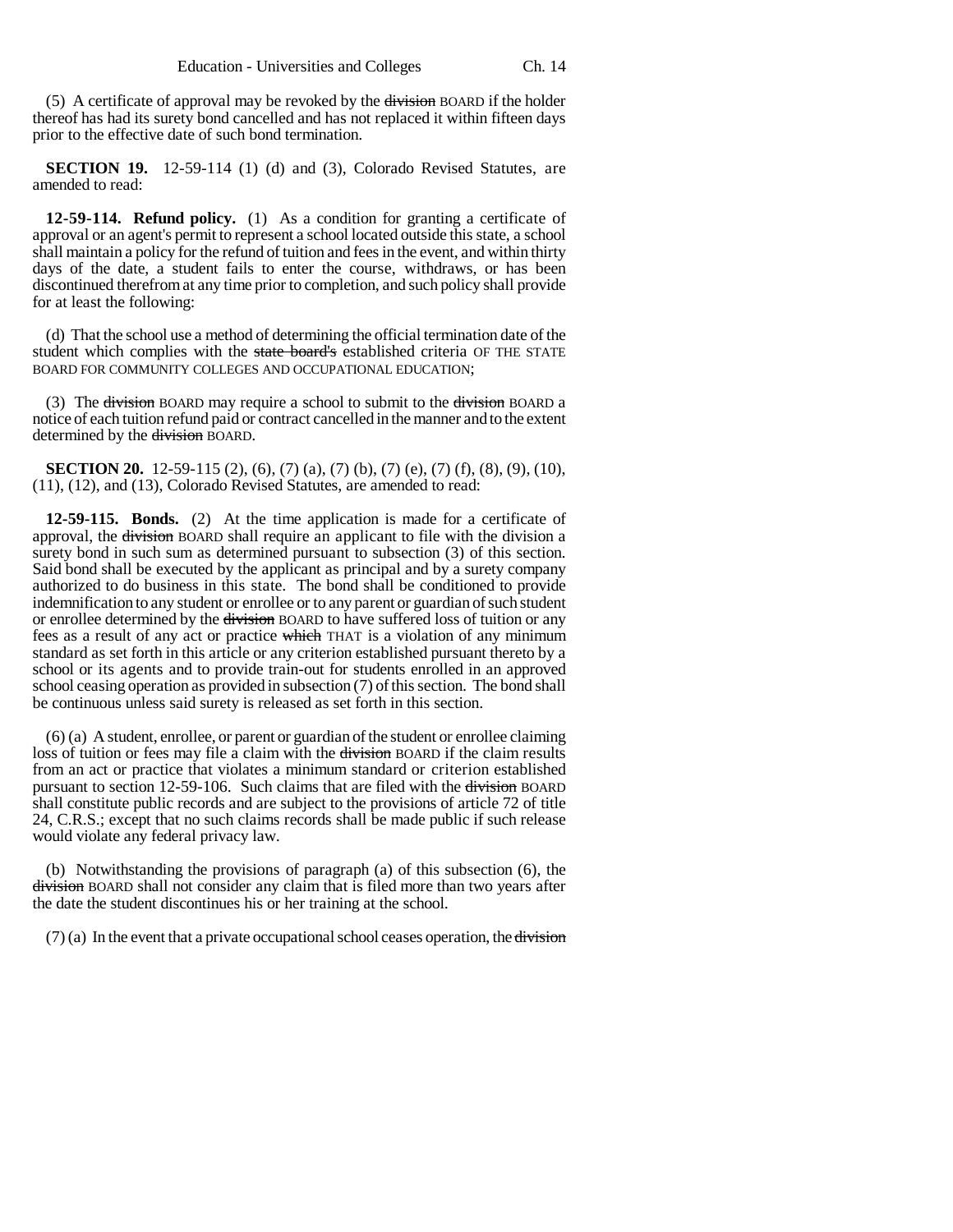(5) A certificate of approval may be revoked by the ~~division~~ BOARD if the holder thereof has had its surety bond cancelled and has not replaced it within fifteen days prior to the effective date of such bond termination.

**SECTION 19.** 12-59-114 (1) (d) and (3), Colorado Revised Statutes, are amended to read:

**12-59-114. Refund policy.** (1) As a condition for granting a certificate of approval or an agent's permit to represent a school located outside this state, a school shall maintain a policy for the refund of tuition and fees in the event, and within thirty days of the date, a student fails to enter the course, withdraws, or has been discontinued therefrom at any time prior to completion, and such policy shall provide for at least the following:

(d) That the school use a method of determining the official termination date of the student which complies with the ~~state board's~~ established criteria OF THE STATE BOARD FOR COMMUNITY COLLEGES AND OCCUPATIONAL EDUCATION;

(3) The ~~division~~ BOARD may require a school to submit to the ~~division~~ BOARD a notice of each tuition refund paid or contract cancelled in the manner and to the extent determined by the ~~division~~ BOARD.

**SECTION 20.** 12-59-115 (2), (6), (7) (a), (7) (b), (7) (e), (7) (f), (8), (9), (10), (11), (12), and (13), Colorado Revised Statutes, are amended to read:

**12-59-115. Bonds.** (2) At the time application is made for a certificate of approval, the ~~division~~ BOARD shall require an applicant to file with the division a surety bond in such sum as determined pursuant to subsection (3) of this section. Said bond shall be executed by the applicant as principal and by a surety company authorized to do business in this state. The bond shall be conditioned to provide indemnification to any student or enrollee or to any parent or guardian of such student or enrollee determined by the ~~division~~ BOARD to have suffered loss of tuition or any fees as a result of any act or practice ~~which~~ THAT is a violation of any minimum standard as set forth in this article or any criterion established pursuant thereto by a school or its agents and to provide train-out for students enrolled in an approved school ceasing operation as provided in subsection (7) of this section. The bond shall be continuous unless said surety is released as set forth in this section.

(6) (a) A student, enrollee, or parent or guardian of the student or enrollee claiming loss of tuition or fees may file a claim with the ~~division~~ BOARD if the claim results from an act or practice that violates a minimum standard or criterion established pursuant to section 12-59-106. Such claims that are filed with the ~~division~~ BOARD shall constitute public records and are subject to the provisions of article 72 of title 24, C.R.S.; except that no such claims records shall be made public if such release would violate any federal privacy law.

(b) Notwithstanding the provisions of paragraph (a) of this subsection (6), the ~~division~~ BOARD shall not consider any claim that is filed more than two years after the date the student discontinues his or her training at the school.

(7) (a) In the event that a private occupational school ceases operation, the ~~division~~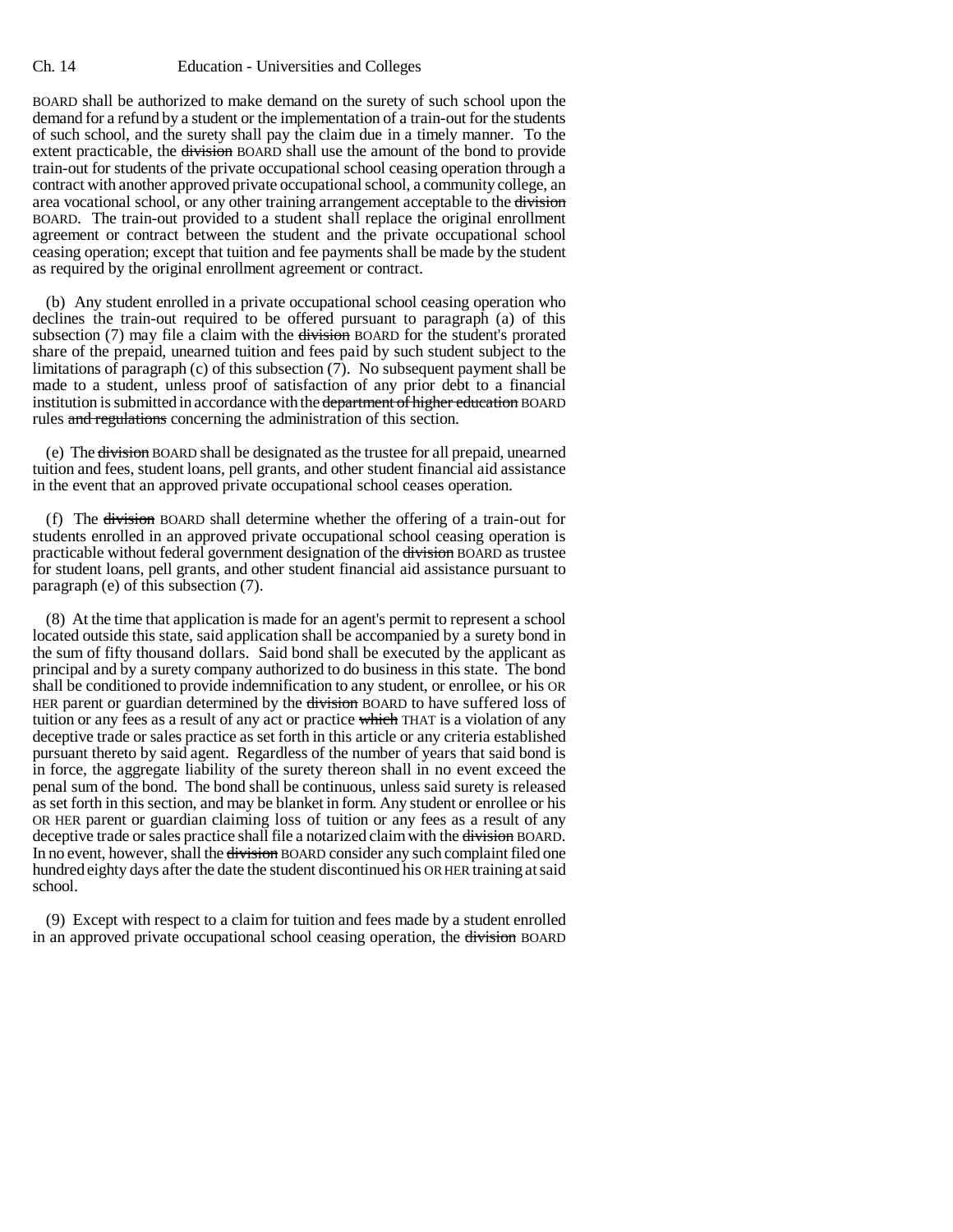BOARD shall be authorized to make demand on the surety of such school upon the demand for a refund by a student or the implementation of a train-out for the students of such school, and the surety shall pay the claim due in a timely manner. To the extent practicable, the ~~division~~ BOARD shall use the amount of the bond to provide train-out for students of the private occupational school ceasing operation through a contract with another approved private occupational school, a community college, an area vocational school, or any other training arrangement acceptable to the ~~division~~ BOARD. The train-out provided to a student shall replace the original enrollment agreement or contract between the student and the private occupational school ceasing operation; except that tuition and fee payments shall be made by the student as required by the original enrollment agreement or contract.

(b) Any student enrolled in a private occupational school ceasing operation who declines the train-out required to be offered pursuant to paragraph (a) of this subsection (7) may file a claim with the ~~division~~ BOARD for the student's prorated share of the prepaid, unearned tuition and fees paid by such student subject to the limitations of paragraph (c) of this subsection (7). No subsequent payment shall be made to a student, unless proof of satisfaction of any prior debt to a financial institution is submitted in accordance with the ~~department of higher education~~ BOARD rules ~~and regulations~~ concerning the administration of this section.

(e) The ~~division~~ BOARD shall be designated as the trustee for all prepaid, unearned tuition and fees, student loans, pell grants, and other student financial aid assistance in the event that an approved private occupational school ceases operation.

(f) The ~~division~~ BOARD shall determine whether the offering of a train-out for students enrolled in an approved private occupational school ceasing operation is practicable without federal government designation of the ~~division~~ BOARD as trustee for student loans, pell grants, and other student financial aid assistance pursuant to paragraph (e) of this subsection (7).

(8) At the time that application is made for an agent's permit to represent a school located outside this state, said application shall be accompanied by a surety bond in the sum of fifty thousand dollars. Said bond shall be executed by the applicant as principal and by a surety company authorized to do business in this state. The bond shall be conditioned to provide indemnification to any student, or enrollee, or his OR HER parent or guardian determined by the ~~division~~ BOARD to have suffered loss of tuition or any fees as a result of any act or practice ~~which~~ THAT is a violation of any deceptive trade or sales practice as set forth in this article or any criteria established pursuant thereto by said agent. Regardless of the number of years that said bond is in force, the aggregate liability of the surety thereon shall in no event exceed the penal sum of the bond. The bond shall be continuous, unless said surety is released as set forth in this section, and may be blanket in form. Any student or enrollee or his OR HER parent or guardian claiming loss of tuition or any fees as a result of any deceptive trade or sales practice shall file a notarized claim with the ~~division~~ BOARD. In no event, however, shall the ~~division~~ BOARD consider any such complaint filed one hundred eighty days after the date the student discontinued his OR HER training at said school.

(9) Except with respect to a claim for tuition and fees made by a student enrolled in an approved private occupational school ceasing operation, the ~~division~~ BOARD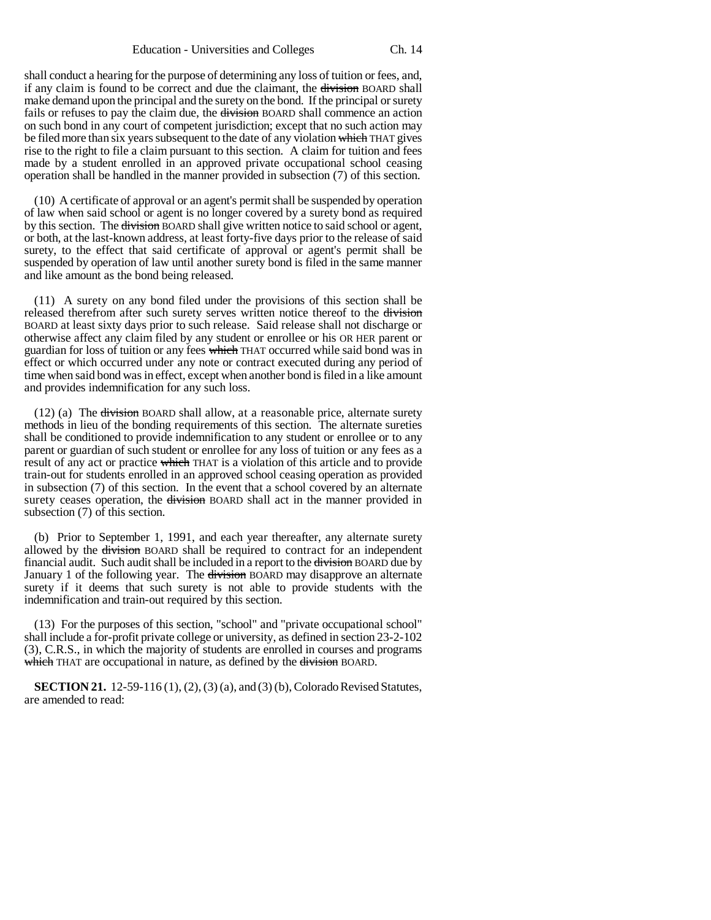shall conduct a hearing for the purpose of determining any loss of tuition or fees, and, if any claim is found to be correct and due the claimant, the ~~division~~ BOARD shall make demand upon the principal and the surety on the bond. If the principal or surety fails or refuses to pay the claim due, the ~~division~~ BOARD shall commence an action on such bond in any court of competent jurisdiction; except that no such action may be filed more than six years subsequent to the date of any violation ~~which~~ THAT gives rise to the right to file a claim pursuant to this section. A claim for tuition and fees made by a student enrolled in an approved private occupational school ceasing operation shall be handled in the manner provided in subsection (7) of this section.

(10) A certificate of approval or an agent's permit shall be suspended by operation of law when said school or agent is no longer covered by a surety bond as required by this section. The ~~division~~ BOARD shall give written notice to said school or agent, or both, at the last-known address, at least forty-five days prior to the release of said surety, to the effect that said certificate of approval or agent's permit shall be suspended by operation of law until another surety bond is filed in the same manner and like amount as the bond being released.

(11) A surety on any bond filed under the provisions of this section shall be released therefrom after such surety serves written notice thereof to the ~~division~~ BOARD at least sixty days prior to such release. Said release shall not discharge or otherwise affect any claim filed by any student or enrollee or his OR HER parent or guardian for loss of tuition or any fees ~~which~~ THAT occurred while said bond was in effect or which occurred under any note or contract executed during any period of time when said bond was in effect, except when another bond is filed in a like amount and provides indemnification for any such loss.

(12) (a) The ~~division~~ BOARD shall allow, at a reasonable price, alternate surety methods in lieu of the bonding requirements of this section. The alternate sureties shall be conditioned to provide indemnification to any student or enrollee or to any parent or guardian of such student or enrollee for any loss of tuition or any fees as a result of any act or practice ~~which~~ THAT is a violation of this article and to provide train-out for students enrolled in an approved school ceasing operation as provided in subsection (7) of this section. In the event that a school covered by an alternate surety ceases operation, the ~~division~~ BOARD shall act in the manner provided in subsection (7) of this section.

(b) Prior to September 1, 1991, and each year thereafter, any alternate surety allowed by the ~~division~~ BOARD shall be required to contract for an independent financial audit. Such audit shall be included in a report to the ~~division~~ BOARD due by January 1 of the following year. The ~~division~~ BOARD may disapprove an alternate surety if it deems that such surety is not able to provide students with the indemnification and train-out required by this section.

(13) For the purposes of this section, "school" and "private occupational school" shall include a for-profit private college or university, as defined in section 23-2-102 (3), C.R.S., in which the majority of students are enrolled in courses and programs ~~which~~ THAT are occupational in nature, as defined by the ~~division~~ BOARD.

**SECTION 21.** 12-59-116 (1), (2), (3) (a), and (3) (b), Colorado Revised Statutes, are amended to read: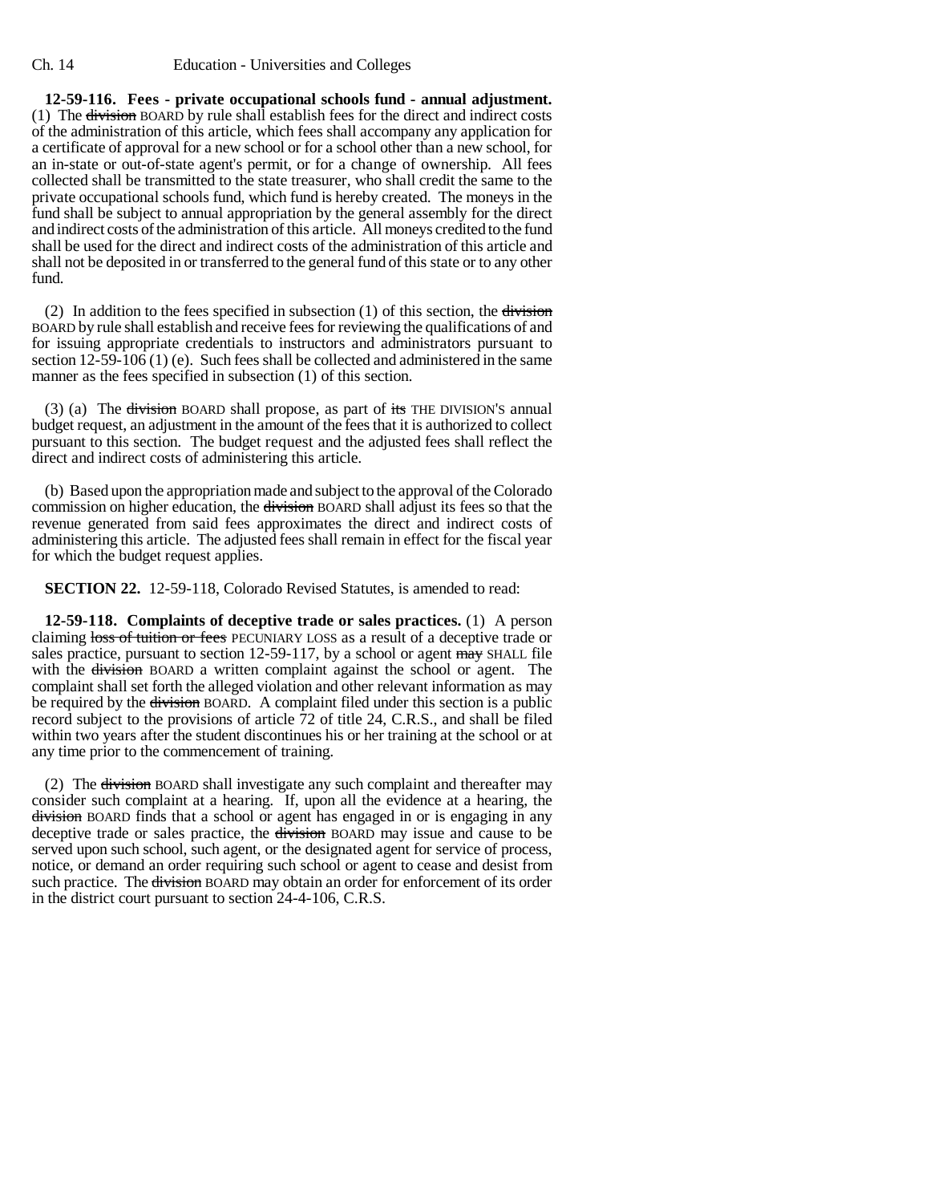**12-59-116. Fees - private occupational schools fund - annual adjustment.** (1) The ~~division~~ BOARD by rule shall establish fees for the direct and indirect costs of the administration of this article, which fees shall accompany any application for a certificate of approval for a new school or for a school other than a new school, for an in-state or out-of-state agent's permit, or for a change of ownership. All fees collected shall be transmitted to the state treasurer, who shall credit the same to the private occupational schools fund, which fund is hereby created. The moneys in the fund shall be subject to annual appropriation by the general assembly for the direct and indirect costs of the administration of this article. All moneys credited to the fund shall be used for the direct and indirect costs of the administration of this article and shall not be deposited in or transferred to the general fund of this state or to any other fund.

(2) In addition to the fees specified in subsection (1) of this section, the ~~division~~ BOARD by rule shall establish and receive fees for reviewing the qualifications of and for issuing appropriate credentials to instructors and administrators pursuant to section 12-59-106 (1) (e). Such fees shall be collected and administered in the same manner as the fees specified in subsection (1) of this section.

(3) (a) The ~~division~~ BOARD shall propose, as part of ~~its~~ THE DIVISION'S annual budget request, an adjustment in the amount of the fees that it is authorized to collect pursuant to this section. The budget request and the adjusted fees shall reflect the direct and indirect costs of administering this article.

(b) Based upon the appropriation made and subject to the approval of the Colorado commission on higher education, the ~~division~~ BOARD shall adjust its fees so that the revenue generated from said fees approximates the direct and indirect costs of administering this article. The adjusted fees shall remain in effect for the fiscal year for which the budget request applies.

**SECTION 22.** 12-59-118, Colorado Revised Statutes, is amended to read:

**12-59-118. Complaints of deceptive trade or sales practices.** (1) A person claiming ~~loss of tuition or fees~~ PECUNIARY LOSS as a result of a deceptive trade or sales practice, pursuant to section 12-59-117, by a school or agent ~~may~~ SHALL file with the ~~division~~ BOARD a written complaint against the school or agent. The complaint shall set forth the alleged violation and other relevant information as may be required by the ~~division~~ BOARD. A complaint filed under this section is a public record subject to the provisions of article 72 of title 24, C.R.S., and shall be filed within two years after the student discontinues his or her training at the school or at any time prior to the commencement of training.

(2) The ~~division~~ BOARD shall investigate any such complaint and thereafter may consider such complaint at a hearing. If, upon all the evidence at a hearing, the ~~division~~ BOARD finds that a school or agent has engaged in or is engaging in any deceptive trade or sales practice, the ~~division~~ BOARD may issue and cause to be served upon such school, such agent, or the designated agent for service of process, notice, or demand an order requiring such school or agent to cease and desist from such practice. The ~~division~~ BOARD may obtain an order for enforcement of its order in the district court pursuant to section 24-4-106, C.R.S.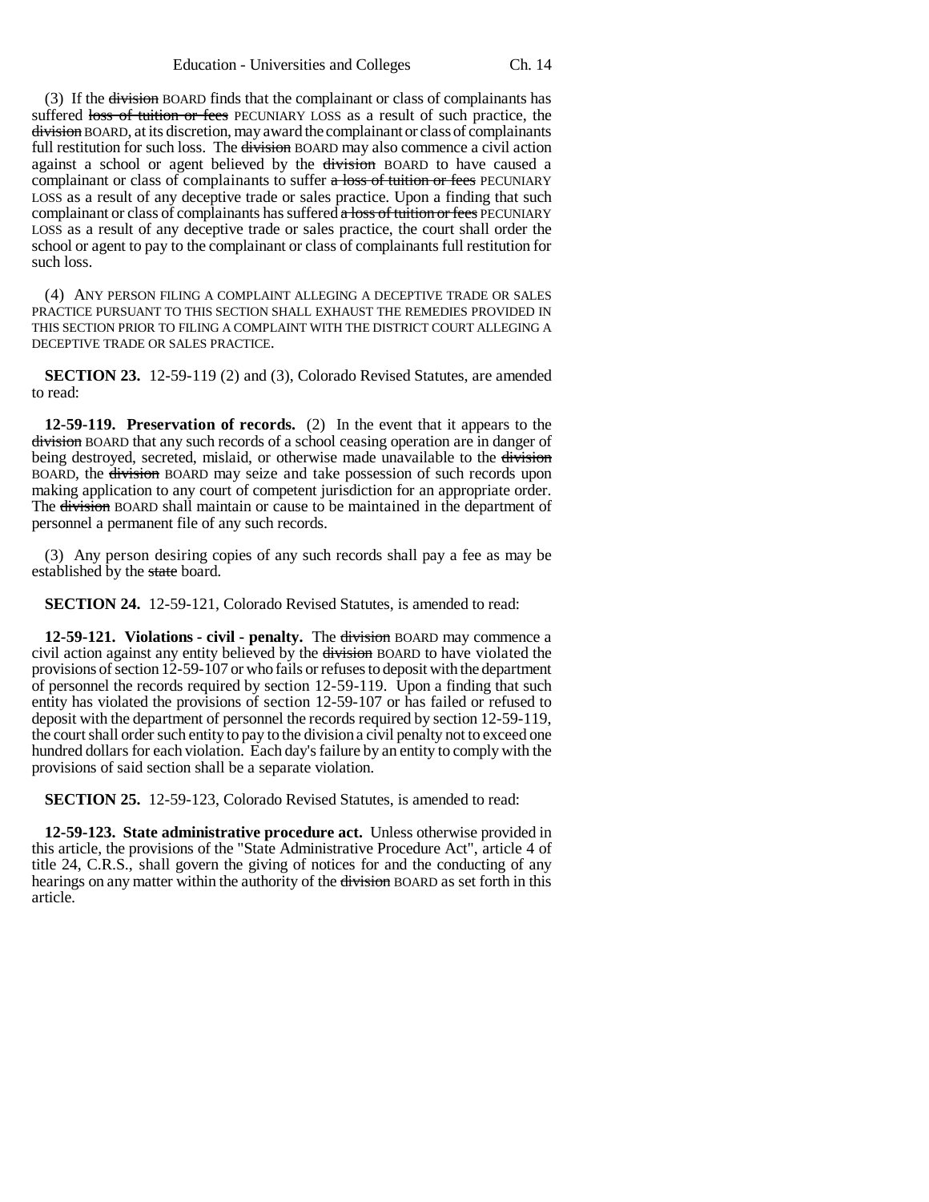(3) If the ~~division~~ BOARD finds that the complainant or class of complainants has suffered ~~loss of tuition or fees~~ PECUNIARY LOSS as a result of such practice, the ~~division~~ BOARD, at its discretion, may award the complainant or class of complainants full restitution for such loss. The ~~division~~ BOARD may also commence a civil action against a school or agent believed by the ~~division~~ BOARD to have caused a complainant or class of complainants to suffer ~~a loss of tuition or fees~~ PECUNIARY LOSS as a result of any deceptive trade or sales practice. Upon a finding that such complainant or class of complainants has suffered ~~a loss of tuition or fees~~ PECUNIARY LOSS as a result of any deceptive trade or sales practice, the court shall order the school or agent to pay to the complainant or class of complainants full restitution for such loss.

(4) ANY PERSON FILING A COMPLAINT ALLEGING A DECEPTIVE TRADE OR SALES PRACTICE PURSUANT TO THIS SECTION SHALL EXHAUST THE REMEDIES PROVIDED IN THIS SECTION PRIOR TO FILING A COMPLAINT WITH THE DISTRICT COURT ALLEGING A DECEPTIVE TRADE OR SALES PRACTICE.

**SECTION 23.** 12-59-119 (2) and (3), Colorado Revised Statutes, are amended to read:

**12-59-119. Preservation of records.** (2) In the event that it appears to the ~~division~~ BOARD that any such records of a school ceasing operation are in danger of being destroyed, secreted, mislaid, or otherwise made unavailable to the ~~division~~ BOARD, the ~~division~~ BOARD may seize and take possession of such records upon making application to any court of competent jurisdiction for an appropriate order. The ~~division~~ BOARD shall maintain or cause to be maintained in the department of personnel a permanent file of any such records.

(3) Any person desiring copies of any such records shall pay a fee as may be established by the ~~state~~ board.

**SECTION 24.** 12-59-121, Colorado Revised Statutes, is amended to read:

**12-59-121. Violations - civil - penalty.** The ~~division~~ BOARD may commence a civil action against any entity believed by the ~~division~~ BOARD to have violated the provisions of section 12-59-107 or who fails or refuses to deposit with the department of personnel the records required by section 12-59-119. Upon a finding that such entity has violated the provisions of section 12-59-107 or has failed or refused to deposit with the department of personnel the records required by section 12-59-119, the court shall order such entity to pay to the division a civil penalty not to exceed one hundred dollars for each violation. Each day's failure by an entity to comply with the provisions of said section shall be a separate violation.

**SECTION 25.** 12-59-123, Colorado Revised Statutes, is amended to read:

**12-59-123. State administrative procedure act.** Unless otherwise provided in this article, the provisions of the "State Administrative Procedure Act", article 4 of title 24, C.R.S., shall govern the giving of notices for and the conducting of any hearings on any matter within the authority of the ~~division~~ BOARD as set forth in this article.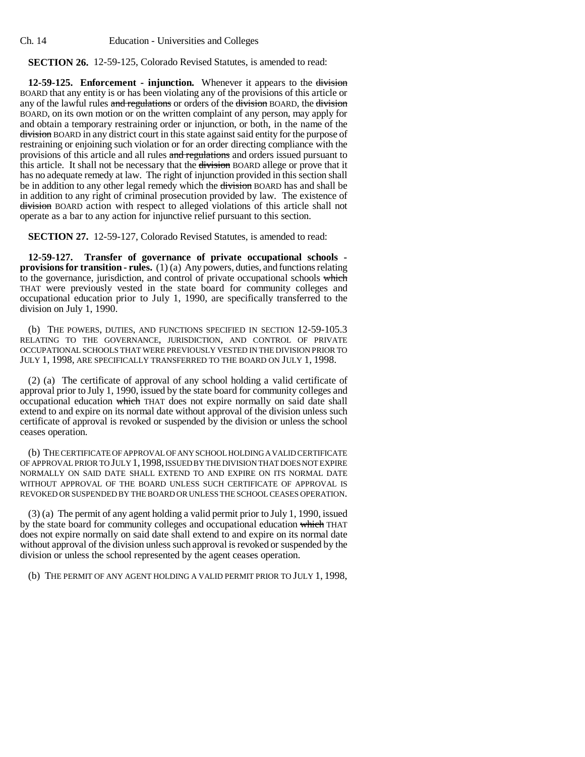**SECTION 26.** 12-59-125, Colorado Revised Statutes, is amended to read:

**12-59-125. Enforcement - injunction.** Whenever it appears to the ~~division~~ BOARD that any entity is or has been violating any of the provisions of this article or any of the lawful rules ~~and regulations~~ or orders of the ~~division~~ BOARD, the ~~division~~ BOARD, on its own motion or on the written complaint of any person, may apply for and obtain a temporary restraining order or injunction, or both, in the name of the ~~division~~ BOARD in any district court in this state against said entity for the purpose of restraining or enjoining such violation or for an order directing compliance with the provisions of this article and all rules ~~and regulations~~ and orders issued pursuant to this article. It shall not be necessary that the ~~division~~ BOARD allege or prove that it has no adequate remedy at law. The right of injunction provided in this section shall be in addition to any other legal remedy which the ~~division~~ BOARD has and shall be in addition to any right of criminal prosecution provided by law. The existence of ~~division~~ BOARD action with respect to alleged violations of this article shall not operate as a bar to any action for injunctive relief pursuant to this section.

**SECTION 27.** 12-59-127, Colorado Revised Statutes, is amended to read:

**12-59-127. Transfer of governance of private occupational schools - provisions for transition - rules.** (1) (a) Any powers, duties, and functions relating to the governance, jurisdiction, and control of private occupational schools ~~which~~ THAT were previously vested in the state board for community colleges and occupational education prior to July 1, 1990, are specifically transferred to the division on July 1, 1990.

(b) THE POWERS, DUTIES, AND FUNCTIONS SPECIFIED IN SECTION 12-59-105.3 RELATING TO THE GOVERNANCE, JURISDICTION, AND CONTROL OF PRIVATE OCCUPATIONAL SCHOOLS THAT WERE PREVIOUSLY VESTED IN THE DIVISION PRIOR TO JULY 1, 1998, ARE SPECIFICALLY TRANSFERRED TO THE BOARD ON JULY 1, 1998.

(2) (a) The certificate of approval of any school holding a valid certificate of approval prior to July 1, 1990, issued by the state board for community colleges and occupational education ~~which~~ THAT does not expire normally on said date shall extend to and expire on its normal date without approval of the division unless such certificate of approval is revoked or suspended by the division or unless the school ceases operation.

(b) THE CERTIFICATE OF APPROVAL OF ANY SCHOOL HOLDING A VALID CERTIFICATE OF APPROVAL PRIOR TO JULY 1, 1998, ISSUED BY THE DIVISION THAT DOES NOT EXPIRE NORMALLY ON SAID DATE SHALL EXTEND TO AND EXPIRE ON ITS NORMAL DATE WITHOUT APPROVAL OF THE BOARD UNLESS SUCH CERTIFICATE OF APPROVAL IS REVOKED OR SUSPENDED BY THE BOARD OR UNLESS THE SCHOOL CEASES OPERATION.

(3) (a) The permit of any agent holding a valid permit prior to July 1, 1990, issued by the state board for community colleges and occupational education ~~which~~ THAT does not expire normally on said date shall extend to and expire on its normal date without approval of the division unless such approval is revoked or suspended by the division or unless the school represented by the agent ceases operation.

(b) THE PERMIT OF ANY AGENT HOLDING A VALID PERMIT PRIOR TO JULY 1, 1998,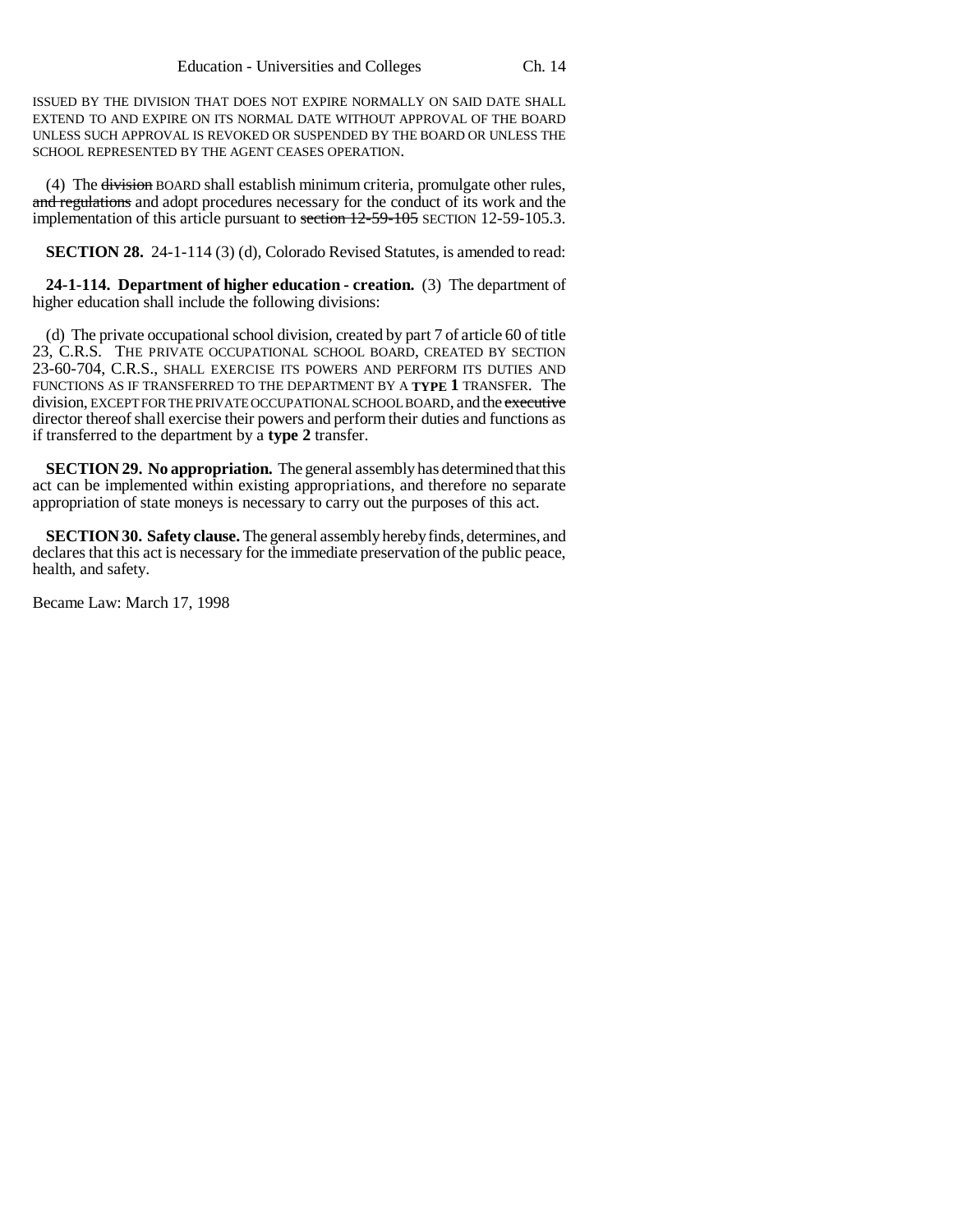ISSUED BY THE DIVISION THAT DOES NOT EXPIRE NORMALLY ON SAID DATE SHALL EXTEND TO AND EXPIRE ON ITS NORMAL DATE WITHOUT APPROVAL OF THE BOARD UNLESS SUCH APPROVAL IS REVOKED OR SUSPENDED BY THE BOARD OR UNLESS THE SCHOOL REPRESENTED BY THE AGENT CEASES OPERATION.

(4) The ~~division~~ BOARD shall establish minimum criteria, promulgate other rules, ~~and regulations~~ and adopt procedures necessary for the conduct of its work and the implementation of this article pursuant to ~~section 12-59-105~~ SECTION 12-59-105.3.

**SECTION 28.** 24-1-114 (3) (d), Colorado Revised Statutes, is amended to read:

**24-1-114. Department of higher education - creation.** (3) The department of higher education shall include the following divisions:

(d) The private occupational school division, created by part 7 of article 60 of title 23, C.R.S. THE PRIVATE OCCUPATIONAL SCHOOL BOARD, CREATED BY SECTION 23-60-704, C.R.S., SHALL EXERCISE ITS POWERS AND PERFORM ITS DUTIES AND FUNCTIONS AS IF TRANSFERRED TO THE DEPARTMENT BY A **TYPE 1** TRANSFER. The division, EXCEPT FOR THE PRIVATE OCCUPATIONAL SCHOOL BOARD, and the ~~executive~~ director thereof shall exercise their powers and perform their duties and functions as if transferred to the department by a **type 2** transfer.

**SECTION 29. No appropriation.** The general assembly has determined that this act can be implemented within existing appropriations, and therefore no separate appropriation of state moneys is necessary to carry out the purposes of this act.

**SECTION 30. Safety clause.** The general assembly hereby finds, determines, and declares that this act is necessary for the immediate preservation of the public peace, health, and safety.

Became Law: March 17, 1998